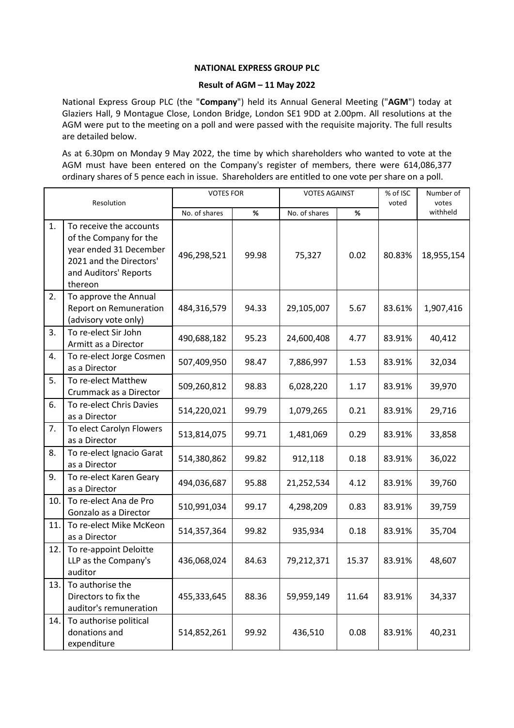**NATIONAL EXPRESS GROUP PLC**

**Result of AGM – 11 May 2022**

National Express Group PLC (the "**Company**") held its Annual General Meeting ("**AGM**") today at Glaziers Hall, 9 Montague Close, London Bridge, London SE1 9DD at 2.00pm. All resolutions at the AGM were put to the meeting on a poll and were passed with the requisite majority. The full results are detailed below.

As at 6.30pm on Monday 9 May 2022, the time by which shareholders who wanted to vote at the AGM must have been entered on the Company's register of members, there were 614,086,377 ordinary shares of 5 pence each in issue. Shareholders are entitled to one vote per share on a poll.

| Resolution | | VOTES FOR | | VOTES AGAINST | | % of ISC voted | Number of votes withheld |
|---|---|---|---|---|---|---|---|
| | | No. of shares | % | No. of shares | % | | |
| 1. | To receive the accounts of the Company for the year ended 31 December 2021 and the Directors' and Auditors' Reports thereon | 496,298,521 | 99.98 | 75,327 | 0.02 | 80.83% | 18,955,154 |
| 2. | To approve the Annual Report on Remuneration (advisory vote only) | 484,316,579 | 94.33 | 29,105,007 | 5.67 | 83.61% | 1,907,416 |
| 3. | To re-elect Sir John Armitt as a Director | 490,688,182 | 95.23 | 24,600,408 | 4.77 | 83.91% | 40,412 |
| 4. | To re-elect Jorge Cosmen as a Director | 507,409,950 | 98.47 | 7,886,997 | 1.53 | 83.91% | 32,034 |
| 5. | To re-elect Matthew Crummack as a Director | 509,260,812 | 98.83 | 6,028,220 | 1.17 | 83.91% | 39,970 |
| 6. | To re-elect Chris Davies as a Director | 514,220,021 | 99.79 | 1,079,265 | 0.21 | 83.91% | 29,716 |
| 7. | To elect Carolyn Flowers as a Director | 513,814,075 | 99.71 | 1,481,069 | 0.29 | 83.91% | 33,858 |
| 8. | To re-elect Ignacio Garat as a Director | 514,380,862 | 99.82 | 912,118 | 0.18 | 83.91% | 36,022 |
| 9. | To re-elect Karen Geary as a Director | 494,036,687 | 95.88 | 21,252,534 | 4.12 | 83.91% | 39,760 |
| 10. | To re-elect Ana de Pro Gonzalo as a Director | 510,991,034 | 99.17 | 4,298,209 | 0.83 | 83.91% | 39,759 |
| 11. | To re-elect Mike McKeon as a Director | 514,357,364 | 99.82 | 935,934 | 0.18 | 83.91% | 35,704 |
| 12. | To re-appoint Deloitte LLP as the Company's auditor | 436,068,024 | 84.63 | 79,212,371 | 15.37 | 83.91% | 48,607 |
| 13. | To authorise the Directors to fix the auditor's remuneration | 455,333,645 | 88.36 | 59,959,149 | 11.64 | 83.91% | 34,337 |
| 14. | To authorise political donations and expenditure | 514,852,261 | 99.92 | 436,510 | 0.08 | 83.91% | 40,231 |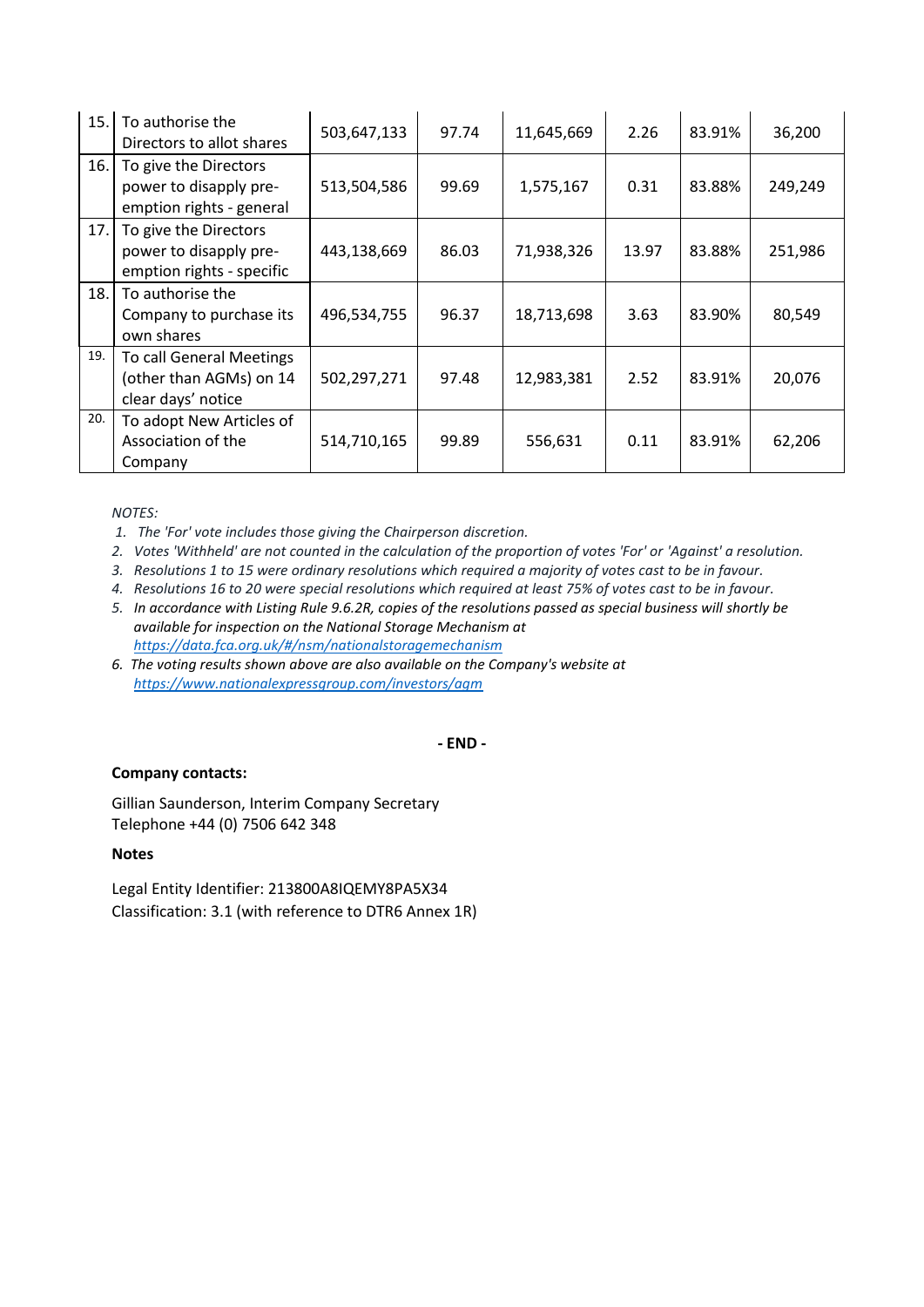| | | | | | | | |
|---|---|---|---|---|---|---|---|
| 15. | To authorise the Directors to allot shares | 503,647,133 | 97.74 | 11,645,669 | 2.26 | 83.91% | 36,200 |
| 16. | To give the Directors power to disapply pre-emption rights - general | 513,504,586 | 99.69 | 1,575,167 | 0.31 | 83.88% | 249,249 |
| 17. | To give the Directors power to disapply pre-emption rights - specific | 443,138,669 | 86.03 | 71,938,326 | 13.97 | 83.88% | 251,986 |
| 18. | To authorise the Company to purchase its own shares | 496,534,755 | 96.37 | 18,713,698 | 3.63 | 83.90% | 80,549 |
| 19. | To call General Meetings (other than AGMs) on 14 clear days' notice | 502,297,271 | 97.48 | 12,983,381 | 2.52 | 83.91% | 20,076 |
| 20. | To adopt New Articles of Association of the Company | 514,710,165 | 99.89 | 556,631 | 0.11 | 83.91% | 62,206 |

*NOTES:*

1. *The 'For' vote includes those giving the Chairperson discretion.*
2. *Votes 'Withheld' are not counted in the calculation of the proportion of votes 'For' or 'Against' a resolution.*
3. *Resolutions 1 to 15 were ordinary resolutions which required a majority of votes cast to be in favour.*
4. *Resolutions 16 to 20 were special resolutions which required at least 75% of votes cast to be in favour.*
5. *In accordance with Listing Rule 9.6.2R, copies of the resolutions passed as special business will shortly be available for inspection on the National Storage Mechanism at https://data.fca.org.uk/#/nsm/nationalstoragemechanism*
6. *The voting results shown above are also available on the Company's website at https://www.nationalexpressgroup.com/investors/agm*

**- END -**

**Company contacts:**

Gillian Saunderson, Interim Company Secretary
Telephone +44 (0) 7506 642 348

**Notes**

Legal Entity Identifier: 213800A8IQEMY8PA5X34
Classification: 3.1 (with reference to DTR6 Annex 1R)